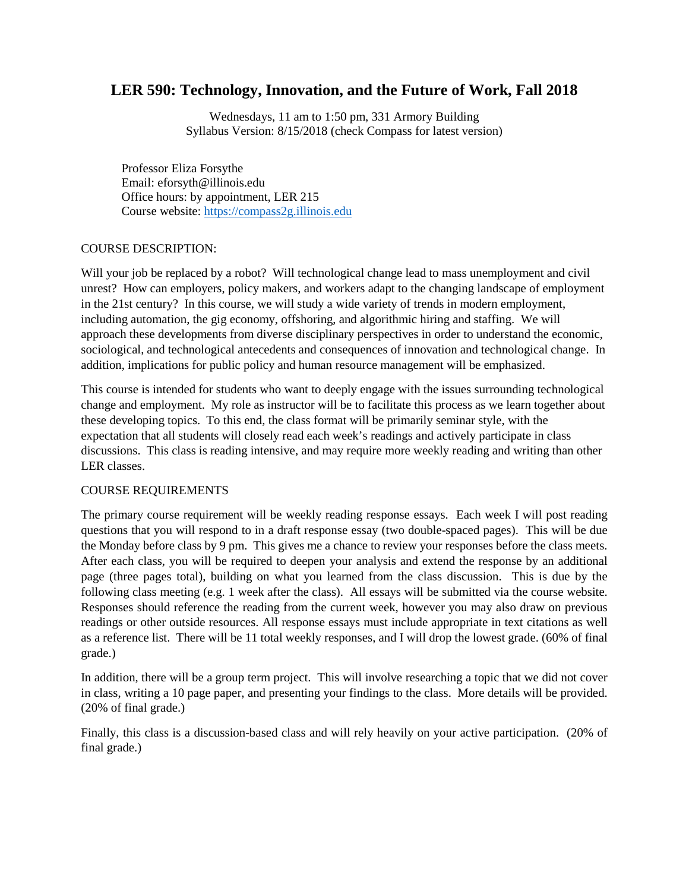# LER 590: Technology, Innovation, and the Future of Work, Fall 2018

Wednesdays, 11 am to 1:50 pm, 331 Armory Building
Syllabus Version: 8/15/2018 (check Compass for latest version)

Professor Eliza Forsythe
Email: eforsyth@illinois.edu
Office hours: by appointment, LER 215
Course website: https://compass2g.illinois.edu

COURSE DESCRIPTION:

Will your job be replaced by a robot? Will technological change lead to mass unemployment and civil unrest? How can employers, policy makers, and workers adapt to the changing landscape of employment in the 21st century? In this course, we will study a wide variety of trends in modern employment, including automation, the gig economy, offshoring, and algorithmic hiring and staffing. We will approach these developments from diverse disciplinary perspectives in order to understand the economic, sociological, and technological antecedents and consequences of innovation and technological change. In addition, implications for public policy and human resource management will be emphasized.

This course is intended for students who want to deeply engage with the issues surrounding technological change and employment. My role as instructor will be to facilitate this process as we learn together about these developing topics. To this end, the class format will be primarily seminar style, with the expectation that all students will closely read each week's readings and actively participate in class discussions. This class is reading intensive, and may require more weekly reading and writing than other LER classes.

COURSE REQUIREMENTS

The primary course requirement will be weekly reading response essays. Each week I will post reading questions that you will respond to in a draft response essay (two double-spaced pages). This will be due the Monday before class by 9 pm. This gives me a chance to review your responses before the class meets. After each class, you will be required to deepen your analysis and extend the response by an additional page (three pages total), building on what you learned from the class discussion. This is due by the following class meeting (e.g. 1 week after the class). All essays will be submitted via the course website. Responses should reference the reading from the current week, however you may also draw on previous readings or other outside resources. All response essays must include appropriate in text citations as well as a reference list. There will be 11 total weekly responses, and I will drop the lowest grade. (60% of final grade.)

In addition, there will be a group term project. This will involve researching a topic that we did not cover in class, writing a 10 page paper, and presenting your findings to the class. More details will be provided. (20% of final grade.)

Finally, this class is a discussion-based class and will rely heavily on your active participation. (20% of final grade.)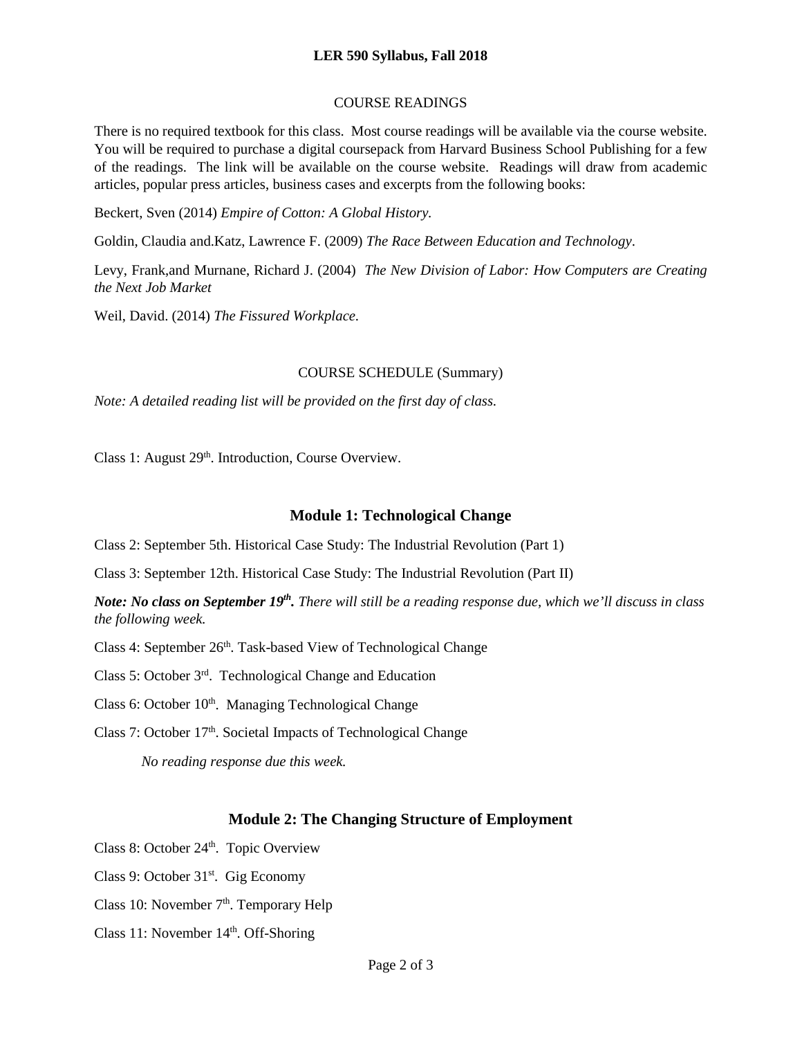COURSE READINGS

There is no required textbook for this class. Most course readings will be available via the course website. You will be required to purchase a digital coursepack from Harvard Business School Publishing for a few of the readings. The link will be available on the course website. Readings will draw from academic articles, popular press articles, business cases and excerpts from the following books:

Beckert, Sven (2014) *Empire of Cotton: A Global History.*

Goldin, Claudia and.Katz, Lawrence F. (2009) *The Race Between Education and Technology*.

Levy, Frank,and Murnane, Richard J. (2004) *The New Division of Labor: How Computers are Creating the Next Job Market*

Weil, David. (2014) *The Fissured Workplace.*

COURSE SCHEDULE (Summary)

*Note: A detailed reading list will be provided on the first day of class.*

Class 1: August 29th. Introduction, Course Overview.

## Module 1: Technological Change

Class 2: September 5th. Historical Case Study: The Industrial Revolution (Part 1)

Class 3: September 12th. Historical Case Study: The Industrial Revolution (Part II)

***Note: No class on September 19th.*** *There will still be a reading response due, which we'll discuss in class the following week.*

Class 4: September 26th. Task-based View of Technological Change

Class 5: October 3rd. Technological Change and Education

Class 6: October 10th. Managing Technological Change

Class 7: October 17th. Societal Impacts of Technological Change

*No reading response due this week.*

## Module 2: The Changing Structure of Employment

Class 8: October 24th. Topic Overview

Class 9: October 31st. Gig Economy

Class 10: November 7th. Temporary Help

Class 11: November 14th. Off-Shoring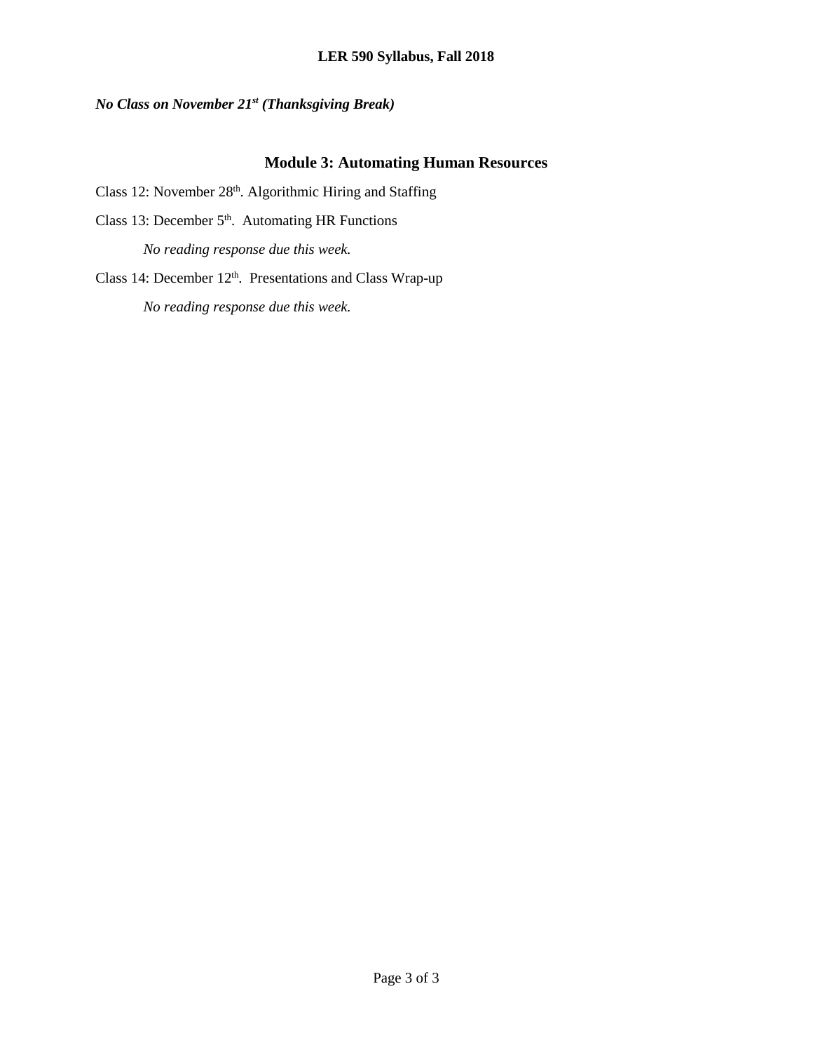***No Class on November 21st (Thanksgiving Break)***

## Module 3: Automating Human Resources

Class 12: November 28th. Algorithmic Hiring and Staffing

Class 13: December 5th. Automating HR Functions

*No reading response due this week.*

Class 14: December 12th. Presentations and Class Wrap-up

*No reading response due this week.*